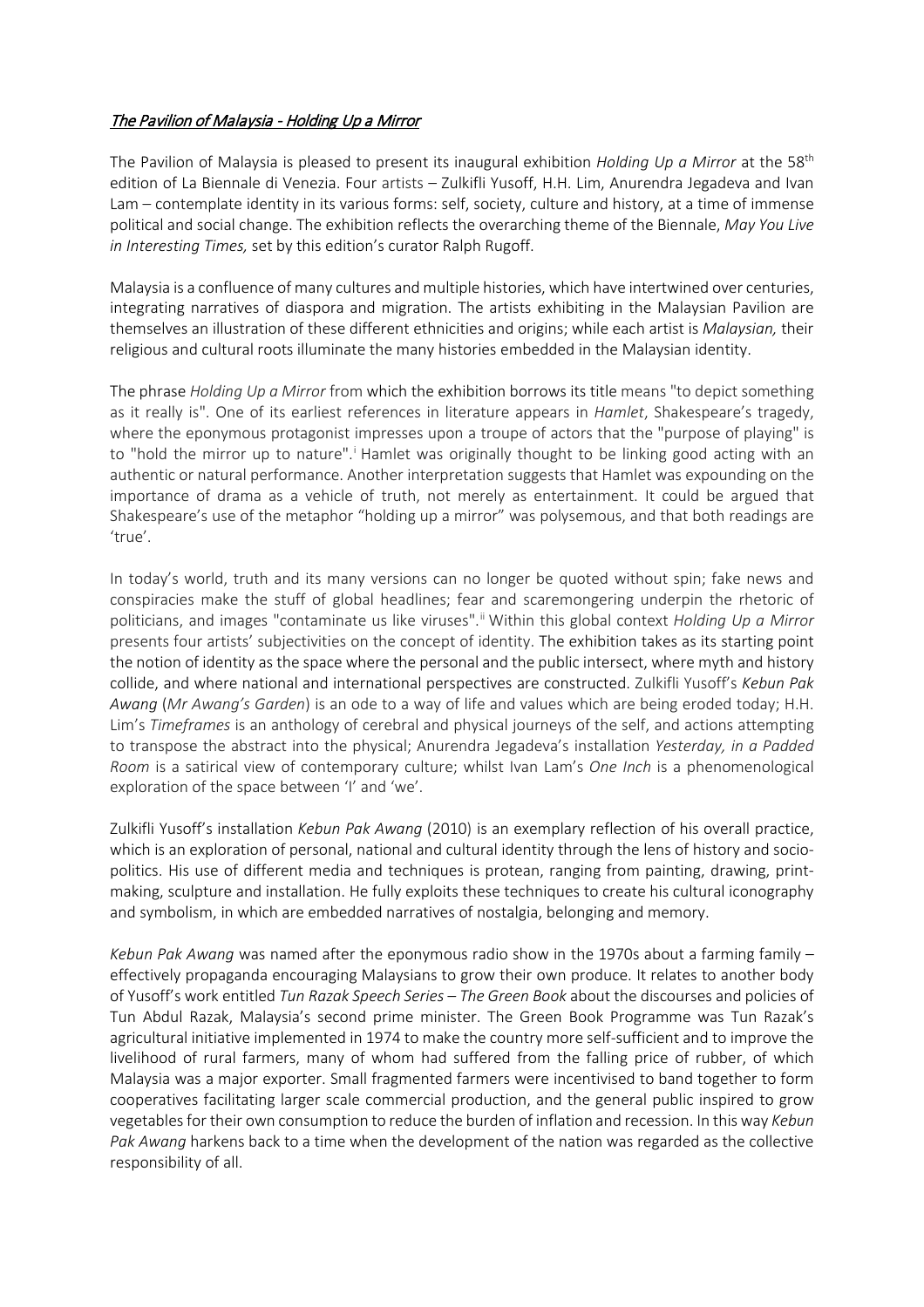# *The Pavilion of Malaysia - Holding Up a Mirror*

The Pavilion of Malaysia is pleased to present its inaugural exhibition *Holding Up a Mirror* at the 58th edition of La Biennale di Venezia. Four artists – Zulkifli Yusoff, H.H. Lim, Anurendra Jegadeva and Ivan Lam – contemplate identity in its various forms: self, society, culture and history, at a time of immense political and social change. The exhibition reflects the overarching theme of the Biennale, *May You Live in Interesting Times,* set by this edition's curator Ralph Rugoff.

Malaysia is a confluence of many cultures and multiple histories, which have intertwined over centuries, integrating narratives of diaspora and migration. The artists exhibiting in the Malaysian Pavilion are themselves an illustration of these different ethnicities and origins; while each artist is *Malaysian,* their religious and cultural roots illuminate the many histories embedded in the Malaysian identity.

The phrase *Holding Up a Mirror* from which the exhibition borrows its title means "to depict something as it really is". One of its earliest references in literature appears in *Hamlet*, Shakespeare's tragedy, where the eponymous protagonist impresses upon a troupe of actors that the "purpose of playing" is to "hold the mirror up to nature".[i] Hamlet was originally thought to be linking good acting with an authentic or natural performance. Another interpretation suggests that Hamlet was expounding on the importance of drama as a vehicle of truth, not merely as entertainment. It could be argued that Shakespeare's use of the metaphor "holding up a mirror" was polysemous, and that both readings are 'true'.

In today's world, truth and its many versions can no longer be quoted without spin; fake news and conspiracies make the stuff of global headlines; fear and scaremongering underpin the rhetoric of politicians, and images "contaminate us like viruses".[ii] Within this global context *Holding Up a Mirror* presents four artists' subjectivities on the concept of identity. The exhibition takes as its starting point the notion of identity as the space where the personal and the public intersect, where myth and history collide, and where national and international perspectives are constructed. Zulkifli Yusoff's *Kebun Pak Awang* (*Mr Awang's Garden*) is an ode to a way of life and values which are being eroded today; H.H. Lim's *Timeframes* is an anthology of cerebral and physical journeys of the self, and actions attempting to transpose the abstract into the physical; Anurendra Jegadeva's installation *Yesterday, in a Padded Room* is a satirical view of contemporary culture; whilst Ivan Lam's *One Inch* is a phenomenological exploration of the space between 'I' and 'we'.

Zulkifli Yusoff's installation *Kebun Pak Awang* (2010) is an exemplary reflection of his overall practice, which is an exploration of personal, national and cultural identity through the lens of history and socio-politics. His use of different media and techniques is protean, ranging from painting, drawing, print-making, sculpture and installation. He fully exploits these techniques to create his cultural iconography and symbolism, in which are embedded narratives of nostalgia, belonging and memory.

*Kebun Pak Awang* was named after the eponymous radio show in the 1970s about a farming family – effectively propaganda encouraging Malaysians to grow their own produce. It relates to another body of Yusoff's work entitled *Tun Razak Speech Series – The Green Book* about the discourses and policies of Tun Abdul Razak, Malaysia's second prime minister. The Green Book Programme was Tun Razak's agricultural initiative implemented in 1974 to make the country more self-sufficient and to improve the livelihood of rural farmers, many of whom had suffered from the falling price of rubber, of which Malaysia was a major exporter. Small fragmented farmers were incentivised to band together to form cooperatives facilitating larger scale commercial production, and the general public inspired to grow vegetables for their own consumption to reduce the burden of inflation and recession. In this way *Kebun Pak Awang* harkens back to a time when the development of the nation was regarded as the collective responsibility of all.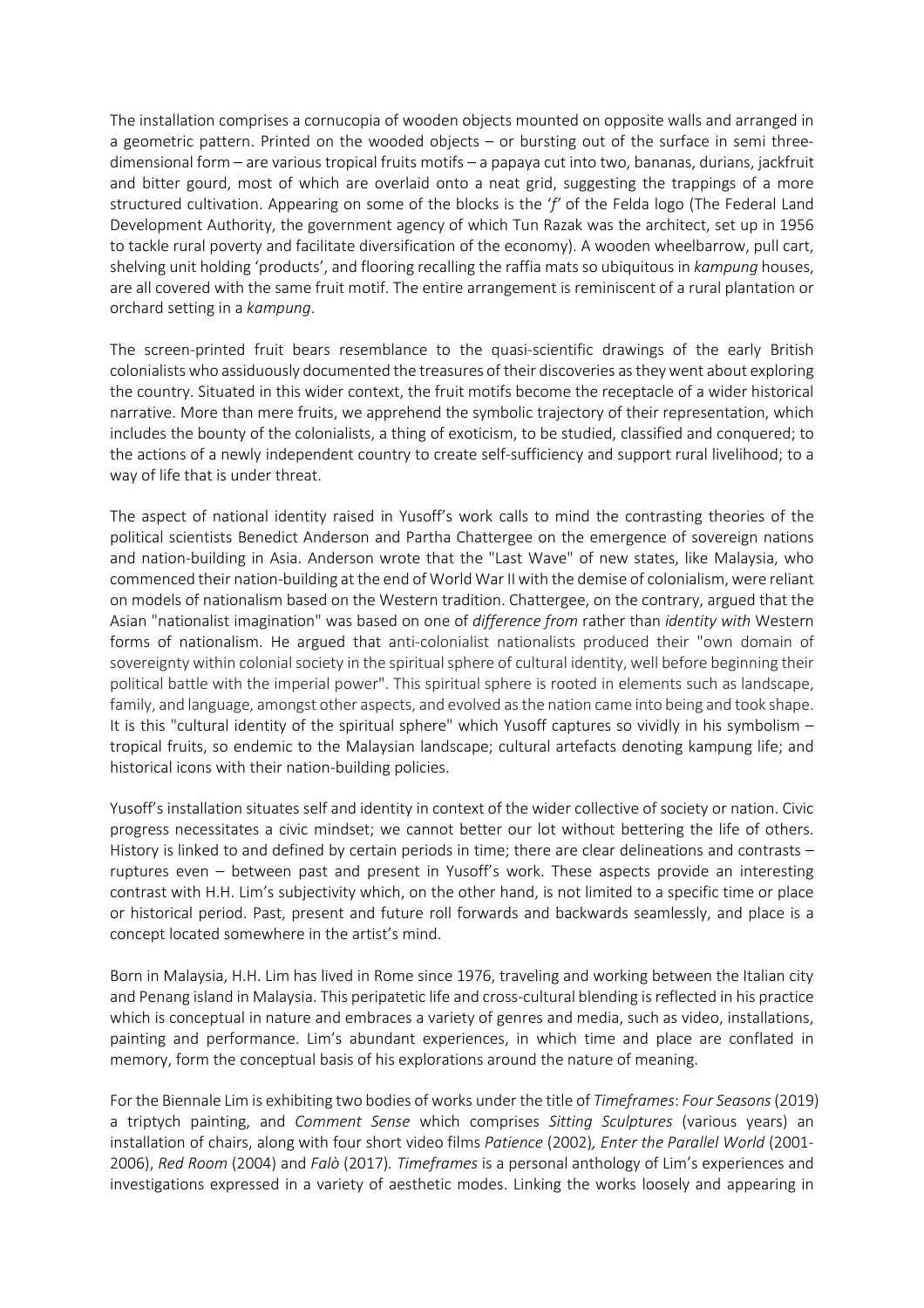The installation comprises a cornucopia of wooden objects mounted on opposite walls and arranged in a geometric pattern. Printed on the wooded objects – or bursting out of the surface in semi three-dimensional form – are various tropical fruits motifs – a papaya cut into two, bananas, durians, jackfruit and bitter gourd, most of which are overlaid onto a neat grid, suggesting the trappings of a more structured cultivation. Appearing on some of the blocks is the '*f*' of the Felda logo (The Federal Land Development Authority, the government agency of which Tun Razak was the architect, set up in 1956 to tackle rural poverty and facilitate diversification of the economy). A wooden wheelbarrow, pull cart, shelving unit holding 'products', and flooring recalling the raffia mats so ubiquitous in *kampung* houses, are all covered with the same fruit motif. The entire arrangement is reminiscent of a rural plantation or orchard setting in a *kampung*.

The screen-printed fruit bears resemblance to the quasi-scientific drawings of the early British colonialists who assiduously documented the treasures of their discoveries as they went about exploring the country. Situated in this wider context, the fruit motifs become the receptacle of a wider historical narrative. More than mere fruits, we apprehend the symbolic trajectory of their representation, which includes the bounty of the colonialists, a thing of exoticism, to be studied, classified and conquered; to the actions of a newly independent country to create self-sufficiency and support rural livelihood; to a way of life that is under threat.

The aspect of national identity raised in Yusoff's work calls to mind the contrasting theories of the political scientists Benedict Anderson and Partha Chattergee on the emergence of sovereign nations and nation-building in Asia. Anderson wrote that the "Last Wave" of new states, like Malaysia, who commenced their nation-building at the end of World War II with the demise of colonialism, were reliant on models of nationalism based on the Western tradition. Chattergee, on the contrary, argued that the Asian "nationalist imagination" was based on one of *difference from* rather than *identity with* Western forms of nationalism. He argued that anti-colonialist nationalists produced their "own domain of sovereignty within colonial society in the spiritual sphere of cultural identity, well before beginning their political battle with the imperial power". This spiritual sphere is rooted in elements such as landscape, family, and language, amongst other aspects, and evolved as the nation came into being and took shape. It is this "cultural identity of the spiritual sphere" which Yusoff captures so vividly in his symbolism – tropical fruits, so endemic to the Malaysian landscape; cultural artefacts denoting kampung life; and historical icons with their nation-building policies.

Yusoff's installation situates self and identity in context of the wider collective of society or nation. Civic progress necessitates a civic mindset; we cannot better our lot without bettering the life of others. History is linked to and defined by certain periods in time; there are clear delineations and contrasts – ruptures even – between past and present in Yusoff's work. These aspects provide an interesting contrast with H.H. Lim's subjectivity which, on the other hand, is not limited to a specific time or place or historical period. Past, present and future roll forwards and backwards seamlessly, and place is a concept located somewhere in the artist's mind.

Born in Malaysia, H.H. Lim has lived in Rome since 1976, traveling and working between the Italian city and Penang island in Malaysia. This peripatetic life and cross-cultural blending is reflected in his practice which is conceptual in nature and embraces a variety of genres and media, such as video, installations, painting and performance. Lim's abundant experiences, in which time and place are conflated in memory, form the conceptual basis of his explorations around the nature of meaning.

For the Biennale Lim is exhibiting two bodies of works under the title of *Timeframes*: *Four Seasons* (2019) a triptych painting, and *Comment Sense* which comprises *Sitting Sculptures* (various years) an installation of chairs, along with four short video films *Patience* (2002), *Enter the Parallel World* (2001-2006), *Red Room* (2004) and *Falò* (2017). *Timeframes* is a personal anthology of Lim's experiences and investigations expressed in a variety of aesthetic modes. Linking the works loosely and appearing in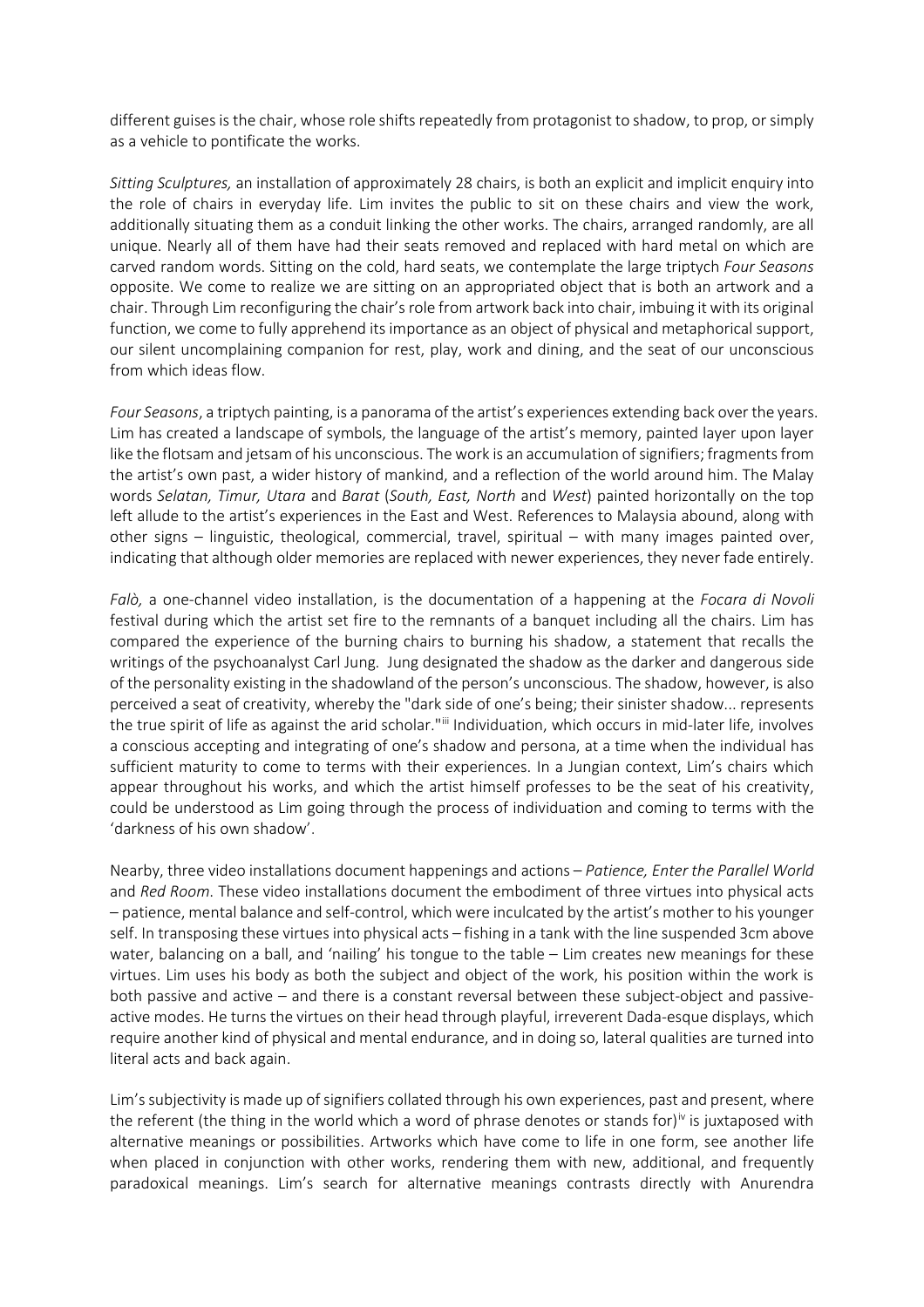different guises is the chair, whose role shifts repeatedly from protagonist to shadow, to prop, or simply as a vehicle to pontificate the works.

*Sitting Sculptures,* an installation of approximately 28 chairs, is both an explicit and implicit enquiry into the role of chairs in everyday life. Lim invites the public to sit on these chairs and view the work, additionally situating them as a conduit linking the other works. The chairs, arranged randomly, are all unique. Nearly all of them have had their seats removed and replaced with hard metal on which are carved random words. Sitting on the cold, hard seats, we contemplate the large triptych *Four Seasons* opposite. We come to realize we are sitting on an appropriated object that is both an artwork and a chair. Through Lim reconfiguring the chair's role from artwork back into chair, imbuing it with its original function, we come to fully apprehend its importance as an object of physical and metaphorical support, our silent uncomplaining companion for rest, play, work and dining, and the seat of our unconscious from which ideas flow.

*Four Seasons*, a triptych painting, is a panorama of the artist's experiences extending back over the years. Lim has created a landscape of symbols, the language of the artist's memory, painted layer upon layer like the flotsam and jetsam of his unconscious. The work is an accumulation of signifiers; fragments from the artist's own past, a wider history of mankind, and a reflection of the world around him. The Malay words *Selatan, Timur, Utara* and *Barat* (*South, East, North* and *West*) painted horizontally on the top left allude to the artist's experiences in the East and West. References to Malaysia abound, along with other signs – linguistic, theological, commercial, travel, spiritual – with many images painted over, indicating that although older memories are replaced with newer experiences, they never fade entirely.

*Falò,* a one-channel video installation, is the documentation of a happening at the *Focara di Novoli* festival during which the artist set fire to the remnants of a banquet including all the chairs. Lim has compared the experience of the burning chairs to burning his shadow, a statement that recalls the writings of the psychoanalyst Carl Jung. Jung designated the shadow as the darker and dangerous side of the personality existing in the shadowland of the person's unconscious. The shadow, however, is also perceived a seat of creativity, whereby the "dark side of one's being; their sinister shadow... represents the true spirit of life as against the arid scholar."[iii] Individuation, which occurs in mid-later life, involves a conscious accepting and integrating of one's shadow and persona, at a time when the individual has sufficient maturity to come to terms with their experiences. In a Jungian context, Lim's chairs which appear throughout his works, and which the artist himself professes to be the seat of his creativity, could be understood as Lim going through the process of individuation and coming to terms with the 'darkness of his own shadow'.

Nearby, three video installations document happenings and actions – *Patience, Enter the Parallel World* and *Red Room*. These video installations document the embodiment of three virtues into physical acts – patience, mental balance and self-control, which were inculcated by the artist's mother to his younger self. In transposing these virtues into physical acts – fishing in a tank with the line suspended 3cm above water, balancing on a ball, and 'nailing' his tongue to the table – Lim creates new meanings for these virtues. Lim uses his body as both the subject and object of the work, his position within the work is both passive and active – and there is a constant reversal between these subject-object and passive-active modes. He turns the virtues on their head through playful, irreverent Dada-esque displays, which require another kind of physical and mental endurance, and in doing so, lateral qualities are turned into literal acts and back again.

Lim's subjectivity is made up of signifiers collated through his own experiences, past and present, where the referent (the thing in the world which a word of phrase denotes or stands for)[iv] is juxtaposed with alternative meanings or possibilities. Artworks which have come to life in one form, see another life when placed in conjunction with other works, rendering them with new, additional, and frequently paradoxical meanings. Lim's search for alternative meanings contrasts directly with Anurendra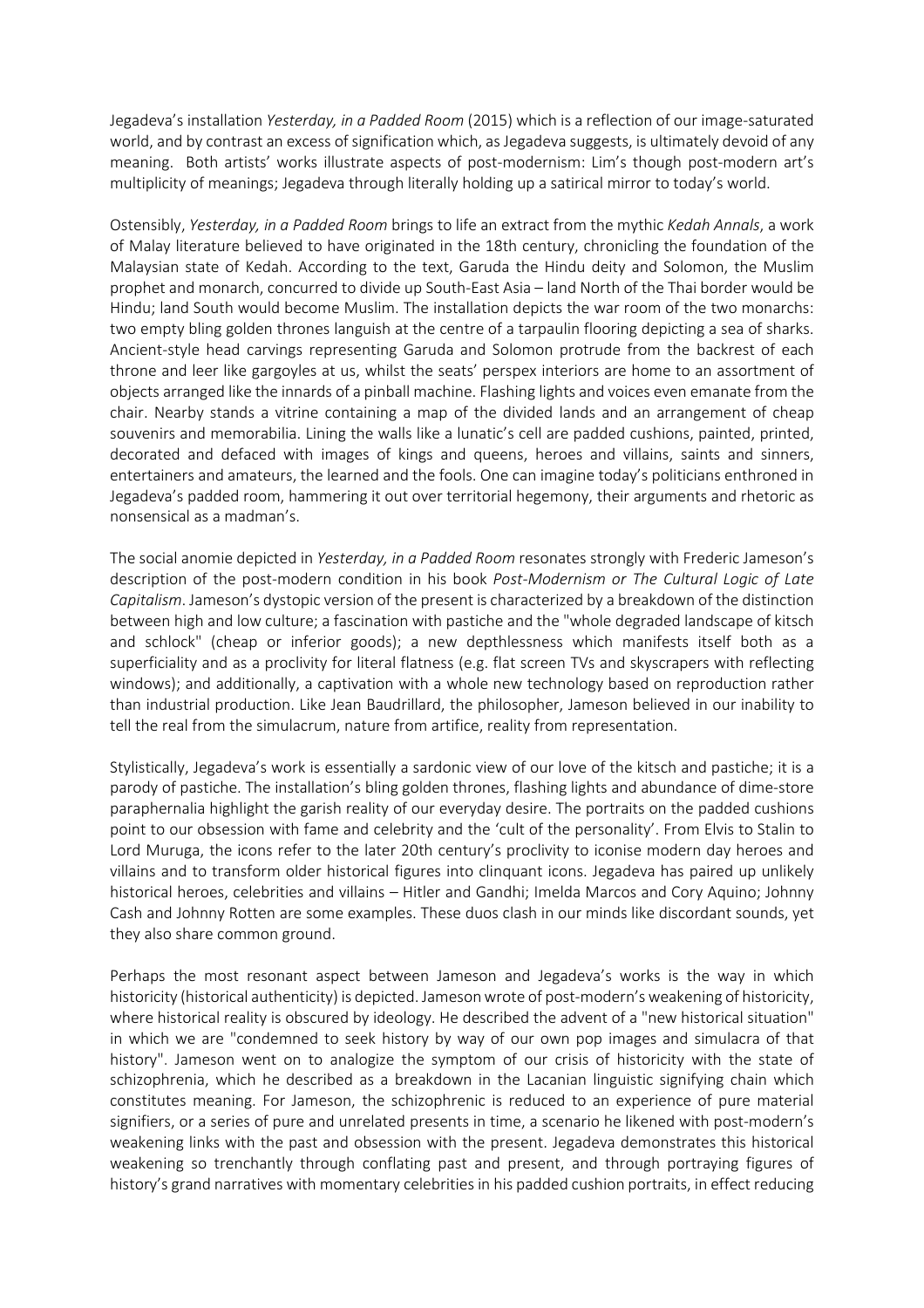Jegadeva's installation *Yesterday, in a Padded Room* (2015) which is a reflection of our image-saturated world, and by contrast an excess of signification which, as Jegadeva suggests, is ultimately devoid of any meaning. Both artists' works illustrate aspects of post-modernism: Lim's though post-modern art's multiplicity of meanings; Jegadeva through literally holding up a satirical mirror to today's world.

Ostensibly, *Yesterday, in a Padded Room* brings to life an extract from the mythic *Kedah Annals*, a work of Malay literature believed to have originated in the 18th century, chronicling the foundation of the Malaysian state of Kedah. According to the text, Garuda the Hindu deity and Solomon, the Muslim prophet and monarch, concurred to divide up South-East Asia – land North of the Thai border would be Hindu; land South would become Muslim. The installation depicts the war room of the two monarchs: two empty bling golden thrones languish at the centre of a tarpaulin flooring depicting a sea of sharks. Ancient-style head carvings representing Garuda and Solomon protrude from the backrest of each throne and leer like gargoyles at us, whilst the seats' perspex interiors are home to an assortment of objects arranged like the innards of a pinball machine. Flashing lights and voices even emanate from the chair. Nearby stands a vitrine containing a map of the divided lands and an arrangement of cheap souvenirs and memorabilia. Lining the walls like a lunatic's cell are padded cushions, painted, printed, decorated and defaced with images of kings and queens, heroes and villains, saints and sinners, entertainers and amateurs, the learned and the fools. One can imagine today's politicians enthroned in Jegadeva's padded room, hammering it out over territorial hegemony, their arguments and rhetoric as nonsensical as a madman's.

The social anomie depicted in *Yesterday, in a Padded Room* resonates strongly with Frederic Jameson's description of the post-modern condition in his book *Post-Modernism or The Cultural Logic of Late Capitalism*. Jameson's dystopic version of the present is characterized by a breakdown of the distinction between high and low culture; a fascination with pastiche and the "whole degraded landscape of kitsch and schlock" (cheap or inferior goods); a new depthlessness which manifests itself both as a superficiality and as a proclivity for literal flatness (e.g. flat screen TVs and skyscrapers with reflecting windows); and additionally, a captivation with a whole new technology based on reproduction rather than industrial production. Like Jean Baudrillard, the philosopher, Jameson believed in our inability to tell the real from the simulacrum, nature from artifice, reality from representation.

Stylistically, Jegadeva's work is essentially a sardonic view of our love of the kitsch and pastiche; it is a parody of pastiche. The installation's bling golden thrones, flashing lights and abundance of dime-store paraphernalia highlight the garish reality of our everyday desire. The portraits on the padded cushions point to our obsession with fame and celebrity and the 'cult of the personality'. From Elvis to Stalin to Lord Muruga, the icons refer to the later 20th century's proclivity to iconise modern day heroes and villains and to transform older historical figures into clinquant icons. Jegadeva has paired up unlikely historical heroes, celebrities and villains – Hitler and Gandhi; Imelda Marcos and Cory Aquino; Johnny Cash and Johnny Rotten are some examples. These duos clash in our minds like discordant sounds, yet they also share common ground.

Perhaps the most resonant aspect between Jameson and Jegadeva's works is the way in which historicity (historical authenticity) is depicted. Jameson wrote of post-modern's weakening of historicity, where historical reality is obscured by ideology. He described the advent of a "new historical situation" in which we are "condemned to seek history by way of our own pop images and simulacra of that history". Jameson went on to analogize the symptom of our crisis of historicity with the state of schizophrenia, which he described as a breakdown in the Lacanian linguistic signifying chain which constitutes meaning. For Jameson, the schizophrenic is reduced to an experience of pure material signifiers, or a series of pure and unrelated presents in time, a scenario he likened with post-modern's weakening links with the past and obsession with the present. Jegadeva demonstrates this historical weakening so trenchantly through conflating past and present, and through portraying figures of history's grand narratives with momentary celebrities in his padded cushion portraits, in effect reducing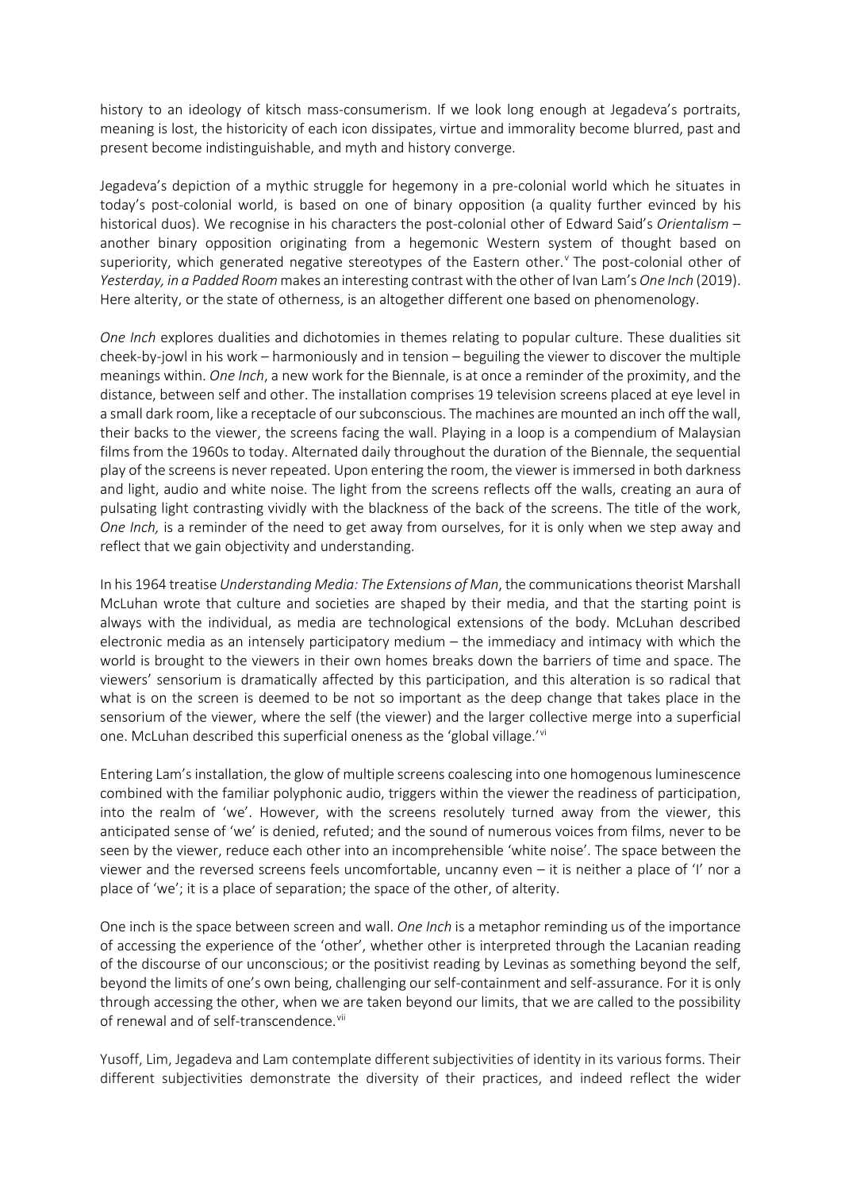history to an ideology of kitsch mass-consumerism. If we look long enough at Jegadeva's portraits, meaning is lost, the historicity of each icon dissipates, virtue and immorality become blurred, past and present become indistinguishable, and myth and history converge.

Jegadeva's depiction of a mythic struggle for hegemony in a pre-colonial world which he situates in today's post-colonial world, is based on one of binary opposition (a quality further evinced by his historical duos). We recognise in his characters the post-colonial other of Edward Said's *Orientalism* – another binary opposition originating from a hegemonic Western system of thought based on superiority, which generated negative stereotypes of the Eastern other.[v] The post-colonial other of *Yesterday, in a Padded Room* makes an interesting contrast with the other of Ivan Lam's *One Inch* (2019). Here alterity, or the state of otherness, is an altogether different one based on phenomenology.

*One Inch* explores dualities and dichotomies in themes relating to popular culture. These dualities sit cheek-by-jowl in his work – harmoniously and in tension – beguiling the viewer to discover the multiple meanings within. *One Inch*, a new work for the Biennale, is at once a reminder of the proximity, and the distance, between self and other. The installation comprises 19 television screens placed at eye level in a small dark room, like a receptacle of our subconscious. The machines are mounted an inch off the wall, their backs to the viewer, the screens facing the wall. Playing in a loop is a compendium of Malaysian films from the 1960s to today. Alternated daily throughout the duration of the Biennale, the sequential play of the screens is never repeated. Upon entering the room, the viewer is immersed in both darkness and light, audio and white noise. The light from the screens reflects off the walls, creating an aura of pulsating light contrasting vividly with the blackness of the back of the screens. The title of the work, *One Inch,* is a reminder of the need to get away from ourselves, for it is only when we step away and reflect that we gain objectivity and understanding.

In his 1964 treatise *Understanding Media: The Extensions of Man*, the communications theorist Marshall McLuhan wrote that culture and societies are shaped by their media, and that the starting point is always with the individual, as media are technological extensions of the body. McLuhan described electronic media as an intensely participatory medium – the immediacy and intimacy with which the world is brought to the viewers in their own homes breaks down the barriers of time and space. The viewers' sensorium is dramatically affected by this participation, and this alteration is so radical that what is on the screen is deemed to be not so important as the deep change that takes place in the sensorium of the viewer, where the self (the viewer) and the larger collective merge into a superficial one. McLuhan described this superficial oneness as the 'global village.'[vi]

Entering Lam's installation, the glow of multiple screens coalescing into one homogenous luminescence combined with the familiar polyphonic audio, triggers within the viewer the readiness of participation, into the realm of 'we'. However, with the screens resolutely turned away from the viewer, this anticipated sense of 'we' is denied, refuted; and the sound of numerous voices from films, never to be seen by the viewer, reduce each other into an incomprehensible 'white noise'. The space between the viewer and the reversed screens feels uncomfortable, uncanny even – it is neither a place of 'I' nor a place of 'we'; it is a place of separation; the space of the other, of alterity.

One inch is the space between screen and wall. *One Inch* is a metaphor reminding us of the importance of accessing the experience of the 'other', whether other is interpreted through the Lacanian reading of the discourse of our unconscious; or the positivist reading by Levinas as something beyond the self, beyond the limits of one's own being, challenging our self-containment and self-assurance. For it is only through accessing the other, when we are taken beyond our limits, that we are called to the possibility of renewal and of self-transcendence.[vii]

Yusoff, Lim, Jegadeva and Lam contemplate different subjectivities of identity in its various forms. Their different subjectivities demonstrate the diversity of their practices, and indeed reflect the wider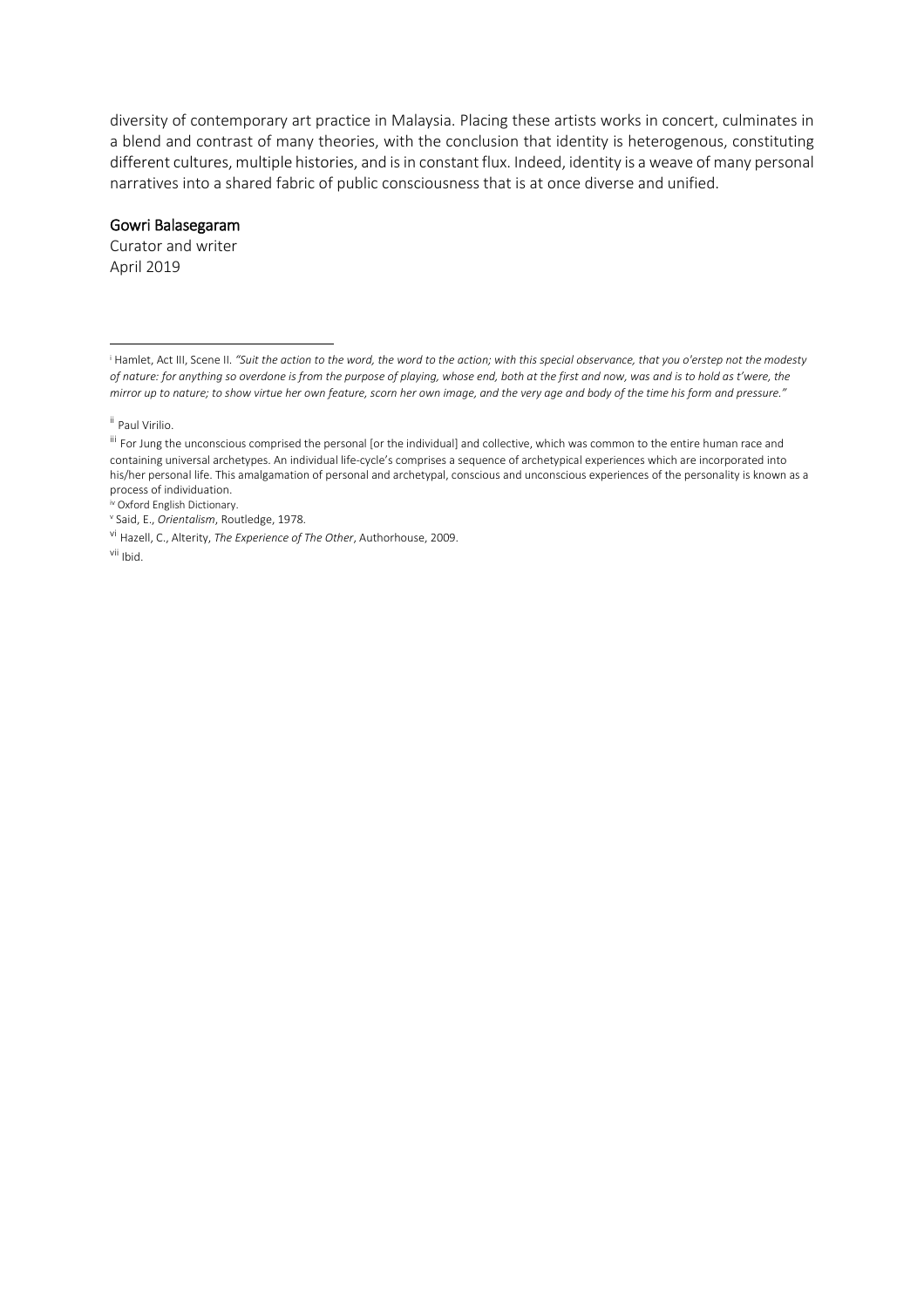diversity of contemporary art practice in Malaysia. Placing these artists works in concert, culminates in a blend and contrast of many theories, with the conclusion that identity is heterogenous, constituting different cultures, multiple histories, and is in constant flux. Indeed, identity is a weave of many personal narratives into a shared fabric of public consciousness that is at once diverse and unified.

Gowri Balasegaram
Curator and writer
April 2019

---

[i] Hamlet, Act III, Scene II. *"Suit the action to the word, the word to the action; with this special observance, that you o'erstep not the modesty of nature: for anything so overdone is from the purpose of playing, whose end, both at the first and now, was and is to hold as t'were, the mirror up to nature; to show virtue her own feature, scorn her own image, and the very age and body of the time his form and pressure."*

[ii] Paul Virilio.

[iii] For Jung the unconscious comprised the personal [or the individual] and collective, which was common to the entire human race and containing universal archetypes. An individual life-cycle's comprises a sequence of archetypical experiences which are incorporated into his/her personal life. This amalgamation of personal and archetypal, conscious and unconscious experiences of the personality is known as a process of individuation.

[iv] Oxford English Dictionary.

[v] Said, E., *Orientalism*, Routledge, 1978.

[vi] Hazell, C., Alterity, *The Experience of The Other*, Authorhouse, 2009.

[vii] Ibid.